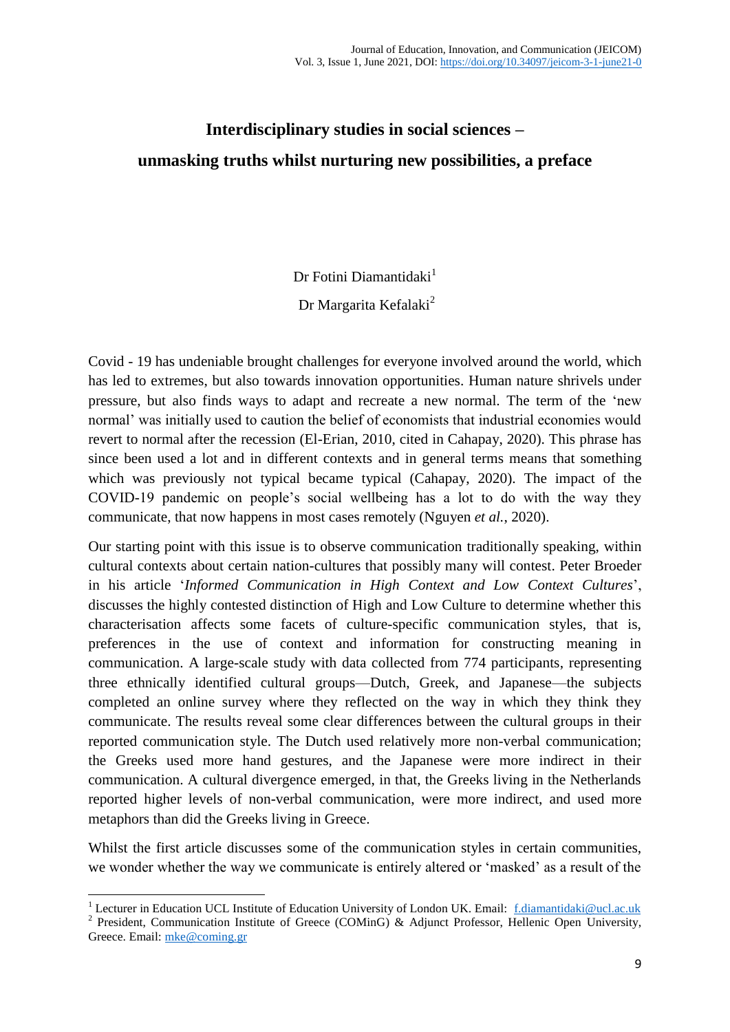# Interdisciplinary studies in social sciences – unmasking truths whilst nurturing new possibilities, a preface

Dr Fotini Diamantidaki[1]

Dr Margarita Kefalaki[2]

Covid - 19 has undeniable brought challenges for everyone involved around the world, which has led to extremes, but also towards innovation opportunities. Human nature shrivels under pressure, but also finds ways to adapt and recreate a new normal. The term of the 'new normal' was initially used to caution the belief of economists that industrial economies would revert to normal after the recession (El-Erian, 2010, cited in Cahapay, 2020). This phrase has since been used a lot and in different contexts and in general terms means that something which was previously not typical became typical (Cahapay, 2020). The impact of the COVID-19 pandemic on people's social wellbeing has a lot to do with the way they communicate, that now happens in most cases remotely (Nguyen *et al.*, 2020).

Our starting point with this issue is to observe communication traditionally speaking, within cultural contexts about certain nation-cultures that possibly many will contest. Peter Broeder in his article '*Informed Communication in High Context and Low Context Cultures*', discusses the highly contested distinction of High and Low Culture to determine whether this characterisation affects some facets of culture-specific communication styles, that is, preferences in the use of context and information for constructing meaning in communication. A large-scale study with data collected from 774 participants, representing three ethnically identified cultural groups—Dutch, Greek, and Japanese—the subjects completed an online survey where they reflected on the way in which they think they communicate. The results reveal some clear differences between the cultural groups in their reported communication style. The Dutch used relatively more non-verbal communication; the Greeks used more hand gestures, and the Japanese were more indirect in their communication. A cultural divergence emerged, in that, the Greeks living in the Netherlands reported higher levels of non-verbal communication, were more indirect, and used more metaphors than did the Greeks living in Greece.

Whilst the first article discusses some of the communication styles in certain communities, we wonder whether the way we communicate is entirely altered or 'masked' as a result of the

---

[1] Lecturer in Education UCL Institute of Education University of London UK. Email: f.diamantidaki@ucl.ac.uk

[2] President, Communication Institute of Greece (COMinG) & Adjunct Professor, Hellenic Open University, Greece. Email: mke@coming.gr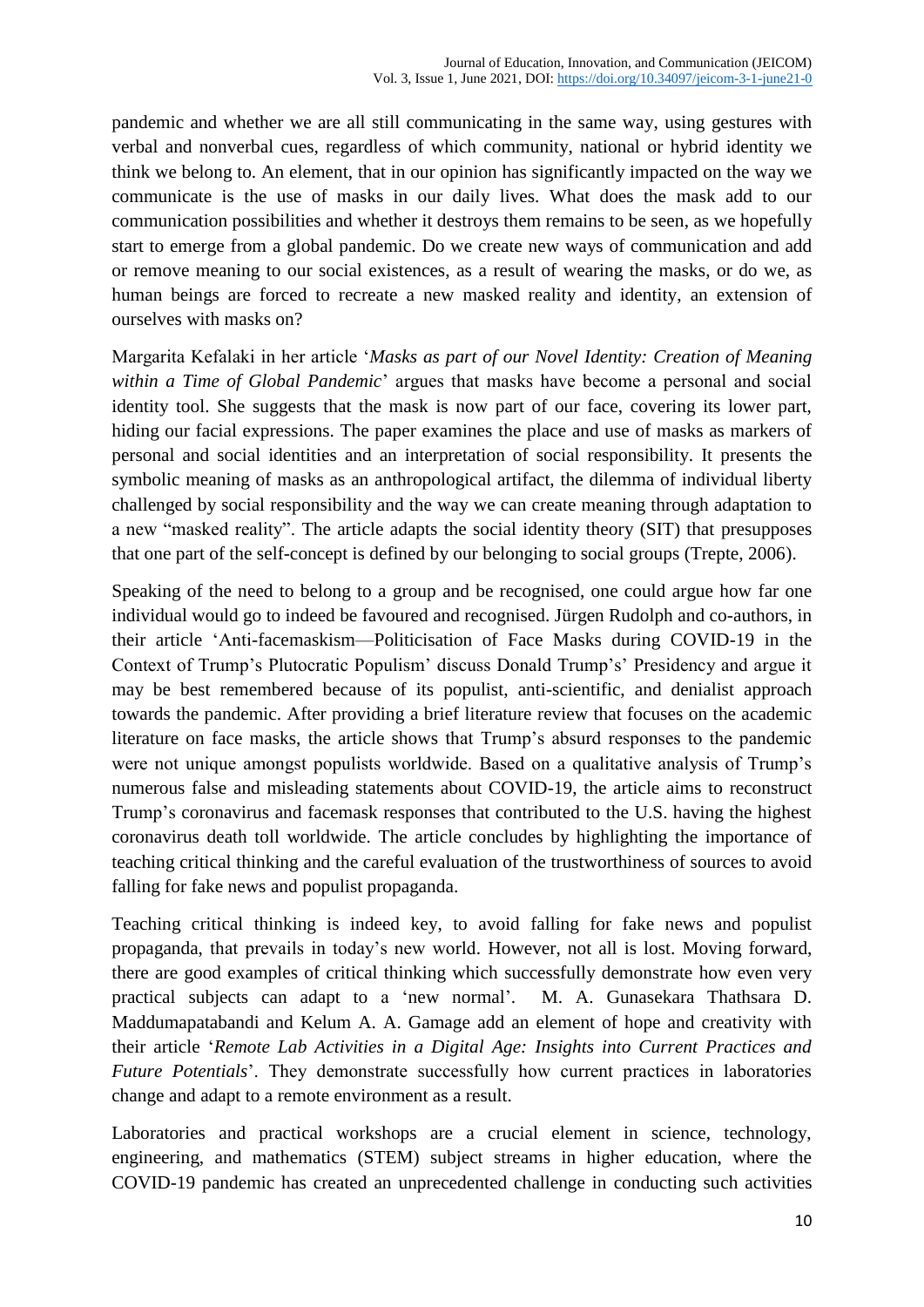pandemic and whether we are all still communicating in the same way, using gestures with verbal and nonverbal cues, regardless of which community, national or hybrid identity we think we belong to. An element, that in our opinion has significantly impacted on the way we communicate is the use of masks in our daily lives. What does the mask add to our communication possibilities and whether it destroys them remains to be seen, as we hopefully start to emerge from a global pandemic. Do we create new ways of communication and add or remove meaning to our social existences, as a result of wearing the masks, or do we, as human beings are forced to recreate a new masked reality and identity, an extension of ourselves with masks on?

Margarita Kefalaki in her article '*Masks as part of our Novel Identity: Creation of Meaning within a Time of Global Pandemic*' argues that masks have become a personal and social identity tool. She suggests that the mask is now part of our face, covering its lower part, hiding our facial expressions. The paper examines the place and use of masks as markers of personal and social identities and an interpretation of social responsibility. It presents the symbolic meaning of masks as an anthropological artifact, the dilemma of individual liberty challenged by social responsibility and the way we can create meaning through adaptation to a new "masked reality". The article adapts the social identity theory (SIT) that presupposes that one part of the self-concept is defined by our belonging to social groups (Trepte, 2006).

Speaking of the need to belong to a group and be recognised, one could argue how far one individual would go to indeed be favoured and recognised. Jürgen Rudolph and co-authors, in their article 'Anti-facemaskism—Politicisation of Face Masks during COVID-19 in the Context of Trump's Plutocratic Populism' discuss Donald Trump's' Presidency and argue it may be best remembered because of its populist, anti-scientific, and denialist approach towards the pandemic. After providing a brief literature review that focuses on the academic literature on face masks, the article shows that Trump's absurd responses to the pandemic were not unique amongst populists worldwide. Based on a qualitative analysis of Trump's numerous false and misleading statements about COVID-19, the article aims to reconstruct Trump's coronavirus and facemask responses that contributed to the U.S. having the highest coronavirus death toll worldwide. The article concludes by highlighting the importance of teaching critical thinking and the careful evaluation of the trustworthiness of sources to avoid falling for fake news and populist propaganda.

Teaching critical thinking is indeed key, to avoid falling for fake news and populist propaganda, that prevails in today's new world. However, not all is lost. Moving forward, there are good examples of critical thinking which successfully demonstrate how even very practical subjects can adapt to a 'new normal'. M. A. Gunasekara Thathsara D. Maddumapatabandi and Kelum A. A. Gamage add an element of hope and creativity with their article '*Remote Lab Activities in a Digital Age: Insights into Current Practices and Future Potentials*'. They demonstrate successfully how current practices in laboratories change and adapt to a remote environment as a result.

Laboratories and practical workshops are a crucial element in science, technology, engineering, and mathematics (STEM) subject streams in higher education, where the COVID-19 pandemic has created an unprecedented challenge in conducting such activities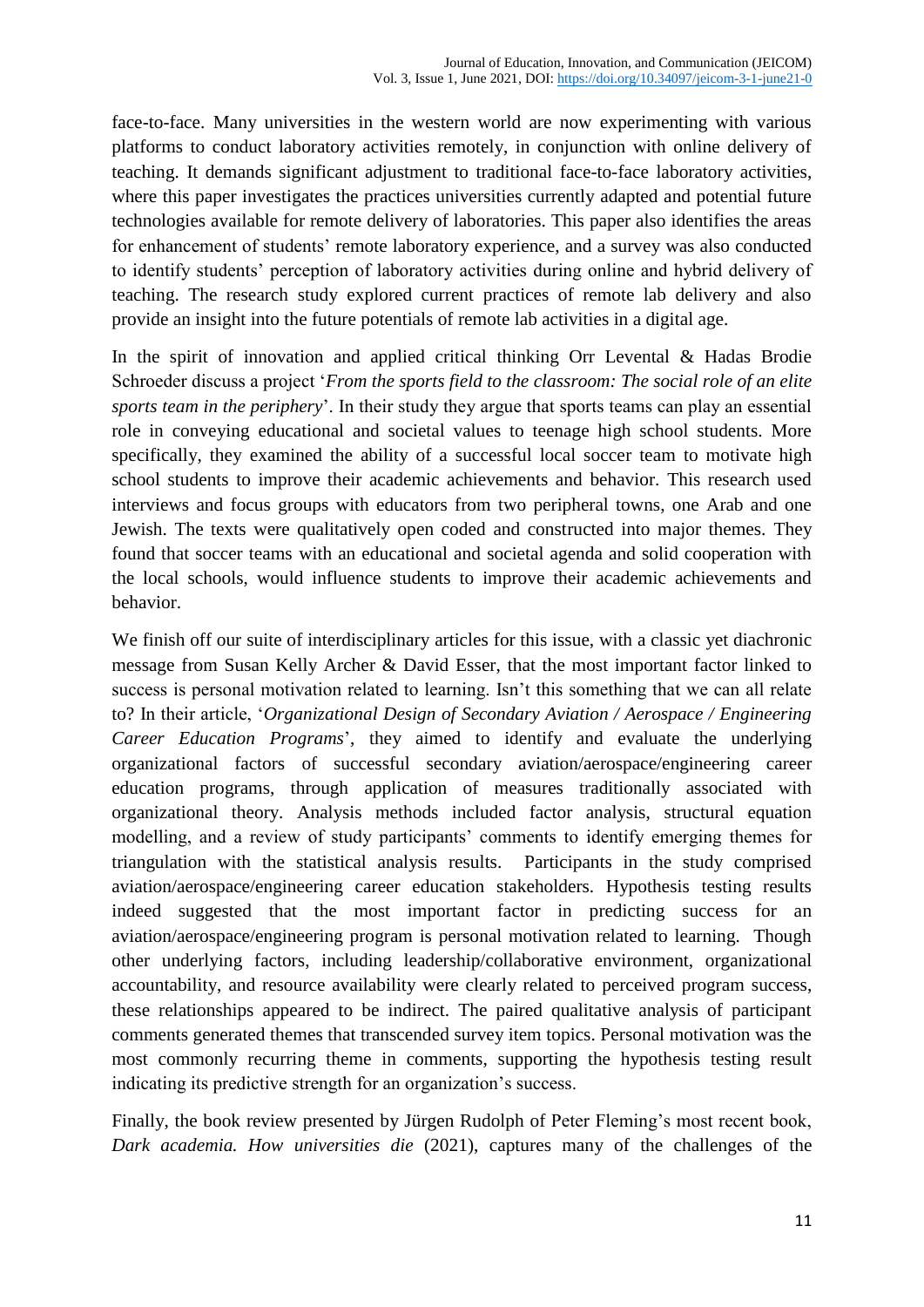face-to-face. Many universities in the western world are now experimenting with various platforms to conduct laboratory activities remotely, in conjunction with online delivery of teaching. It demands significant adjustment to traditional face-to-face laboratory activities, where this paper investigates the practices universities currently adapted and potential future technologies available for remote delivery of laboratories. This paper also identifies the areas for enhancement of students' remote laboratory experience, and a survey was also conducted to identify students' perception of laboratory activities during online and hybrid delivery of teaching. The research study explored current practices of remote lab delivery and also provide an insight into the future potentials of remote lab activities in a digital age.

In the spirit of innovation and applied critical thinking Orr Levental & Hadas Brodie Schroeder discuss a project '*From the sports field to the classroom: The social role of an elite sports team in the periphery*'. In their study they argue that sports teams can play an essential role in conveying educational and societal values to teenage high school students. More specifically, they examined the ability of a successful local soccer team to motivate high school students to improve their academic achievements and behavior. This research used interviews and focus groups with educators from two peripheral towns, one Arab and one Jewish. The texts were qualitatively open coded and constructed into major themes. They found that soccer teams with an educational and societal agenda and solid cooperation with the local schools, would influence students to improve their academic achievements and behavior.

We finish off our suite of interdisciplinary articles for this issue, with a classic yet diachronic message from Susan Kelly Archer & David Esser, that the most important factor linked to success is personal motivation related to learning. Isn't this something that we can all relate to? In their article, '*Organizational Design of Secondary Aviation / Aerospace / Engineering Career Education Programs*', they aimed to identify and evaluate the underlying organizational factors of successful secondary aviation/aerospace/engineering career education programs, through application of measures traditionally associated with organizational theory. Analysis methods included factor analysis, structural equation modelling, and a review of study participants' comments to identify emerging themes for triangulation with the statistical analysis results. Participants in the study comprised aviation/aerospace/engineering career education stakeholders. Hypothesis testing results indeed suggested that the most important factor in predicting success for an aviation/aerospace/engineering program is personal motivation related to learning. Though other underlying factors, including leadership/collaborative environment, organizational accountability, and resource availability were clearly related to perceived program success, these relationships appeared to be indirect. The paired qualitative analysis of participant comments generated themes that transcended survey item topics. Personal motivation was the most commonly recurring theme in comments, supporting the hypothesis testing result indicating its predictive strength for an organization's success.

Finally, the book review presented by Jürgen Rudolph of Peter Fleming's most recent book, *Dark academia. How universities die* (2021), captures many of the challenges of the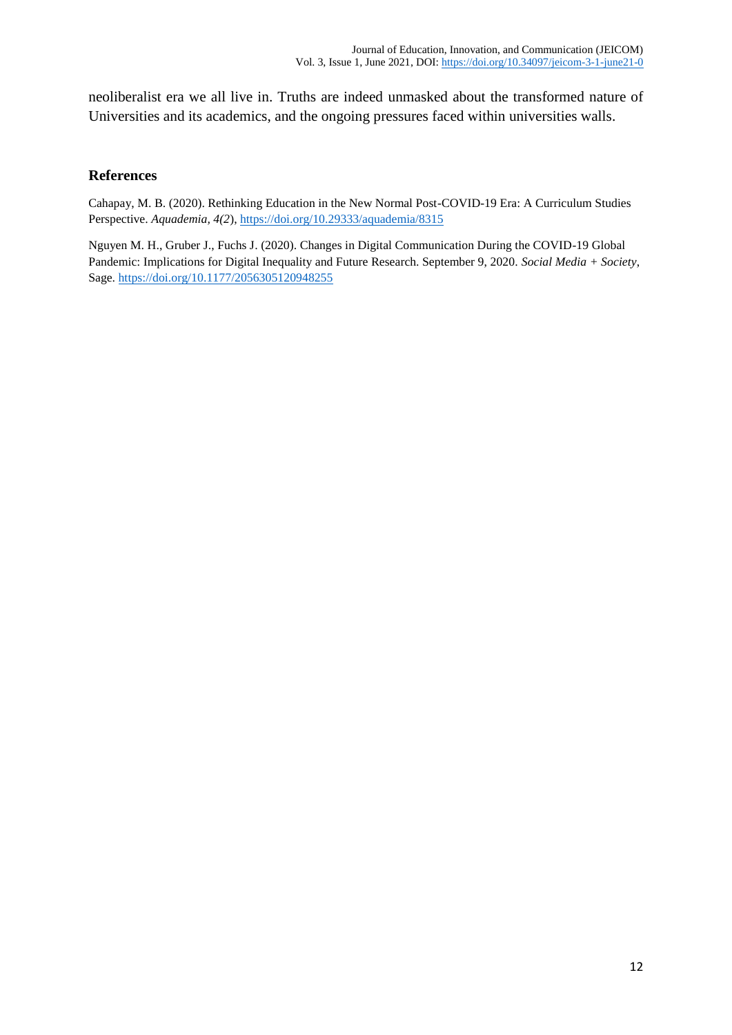neoliberalist era we all live in. Truths are indeed unmasked about the transformed nature of Universities and its academics, and the ongoing pressures faced within universities walls.

## References

Cahapay, M. B. (2020). Rethinking Education in the New Normal Post-COVID-19 Era: A Curriculum Studies Perspective. *Aquademia, 4(2*), https://doi.org/10.29333/aquademia/8315

Nguyen M. H., Gruber J., Fuchs J. (2020). Changes in Digital Communication During the COVID-19 Global Pandemic: Implications for Digital Inequality and Future Research. September 9, 2020. *Social Media + Society*, Sage. https://doi.org/10.1177/2056305120948255